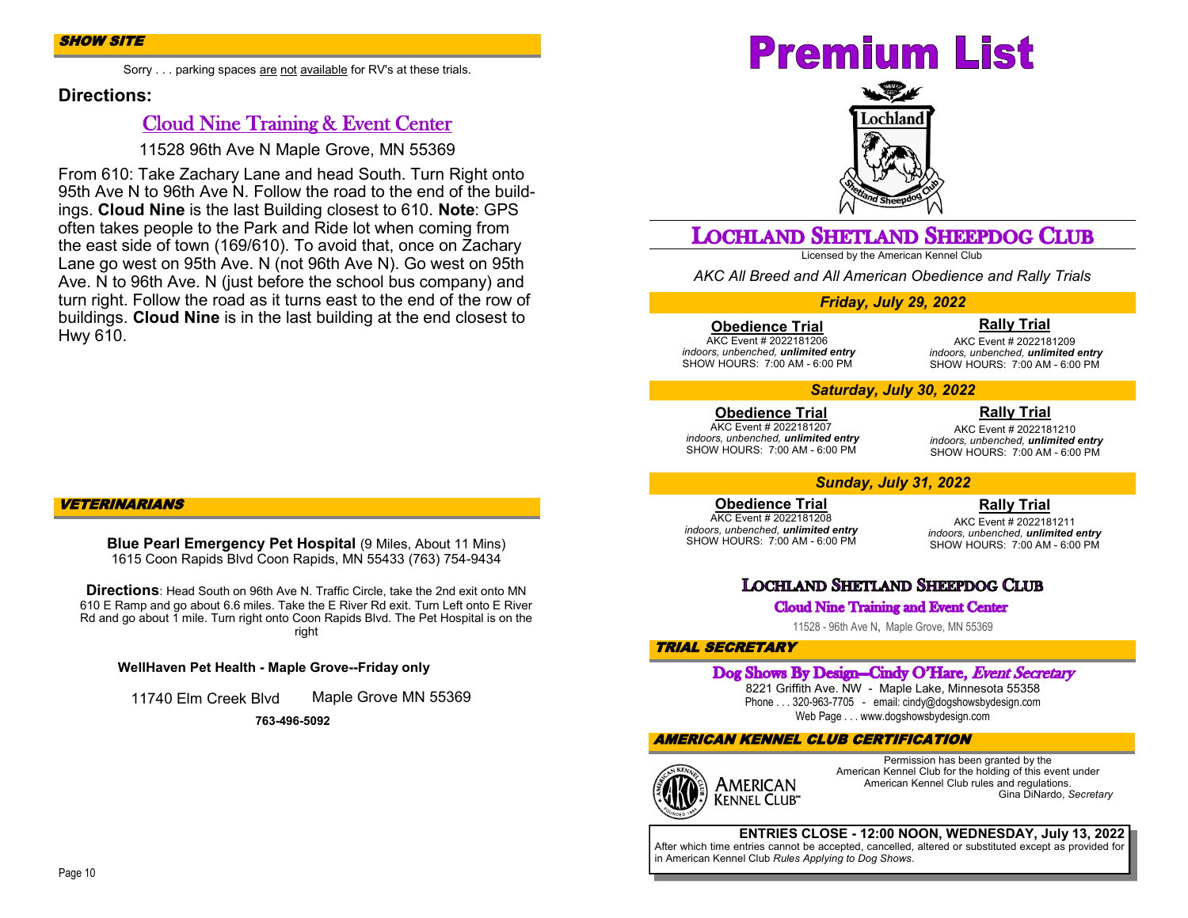## SHOW SITE

Sorry . . . parking spaces are not available for RV's at these trials.

**Directions:**

### Cloud Nine Training & Event Center

11528 96th Ave N Maple Grove, MN 55369

From 610: Take Zachary Lane and head South. Turn Right onto 95th Ave N to 96th Ave N. Follow the road to the end of the buildings. **Cloud Nine** is the last Building closest to 610. **Note**: GPS often takes people to the Park and Ride lot when coming from the east side of town (169/610). To avoid that, once on Zachary Lane go west on 95th Ave. N (not 96th Ave N). Go west on 95th Ave. N to 96th Ave. N (just before the school bus company) and turn right. Follow the road as it turns east to the end of the row of buildings. **Cloud Nine** is in the last building at the end closest to Hwy 610.

## VETERINARIANS

**Blue Pearl Emergency Pet Hospital** (9 Miles, About 11 Mins)
1615 Coon Rapids Blvd Coon Rapids, MN 55433 (763) 754-9434

**Directions**: Head South on 96th Ave N. Traffic Circle, take the 2nd exit onto MN 610 E Ramp and go about 6.6 miles. Take the E River Rd exit. Turn Left onto E River Rd and go about 1 mile. Turn right onto Coon Rapids Blvd. The Pet Hospital is on the right

**WellHaven Pet Health - Maple Grove--Friday only**

11740 Elm Creek Blvd Maple Grove MN 55369

**763-496-5092**

# Premium List

Lochland
Shetland Sheepdog Club

## LOCHLAND SHETLAND SHEEPDOG CLUB

Licensed by the American Kennel Club

*AKC All Breed and All American Obedience and Rally Trials*

### *Friday, July 29, 2022*

**Obedience Trial**
AKC Event # 2022181206
*indoors, unbenched, **unlimited entry***
SHOW HOURS: 7:00 AM - 6:00 PM

**Rally Trial**
AKC Event # 2022181209
*indoors, unbenched, **unlimited entry***
SHOW HOURS: 7:00 AM - 6:00 PM

### *Saturday, July 30, 2022*

**Obedience Trial**
AKC Event # 2022181207
*indoors, unbenched, **unlimited entry***
SHOW HOURS: 7:00 AM - 6:00 PM

**Rally Trial**
AKC Event # 2022181210
*indoors, unbenched, **unlimited entry***
SHOW HOURS: 7:00 AM - 6:00 PM

### *Sunday, July 31, 2022*

**Obedience Trial**
AKC Event # 2022181208
*indoors, unbenched, **unlimited entry***
SHOW HOURS: 7:00 AM - 6:00 PM

**Rally Trial**
AKC Event # 2022181211
*indoors, unbenched, **unlimited entry***
SHOW HOURS: 7:00 AM - 6:00 PM

### LOCHLAND SHETLAND SHEEPDOG CLUB

**Cloud Nine Training and Event Center**

11528 - 96th Ave N, Maple Grove, MN 55369

## TRIAL SECRETARY

**Dog Shows By Design—Cindy O'Hare, *Event Secretary***
8221 Griffith Ave. NW - Maple Lake, Minnesota 55358
Phone . . . 320-963-7705 - email: cindy@dogshowsbydesign.com
Web Page . . . www.dogshowsbydesign.com

## AMERICAN KENNEL CLUB CERTIFICATION

American Kennel Club

Permission has been granted by the American Kennel Club for the holding of this event under American Kennel Club rules and regulations.
Gina DiNardo, *Secretary*

**ENTRIES CLOSE - 12:00 NOON, WEDNESDAY, July 13, 2022**
After which time entries cannot be accepted, cancelled, altered or substituted except as provided for in American Kennel Club *Rules Applying to Dog Shows*.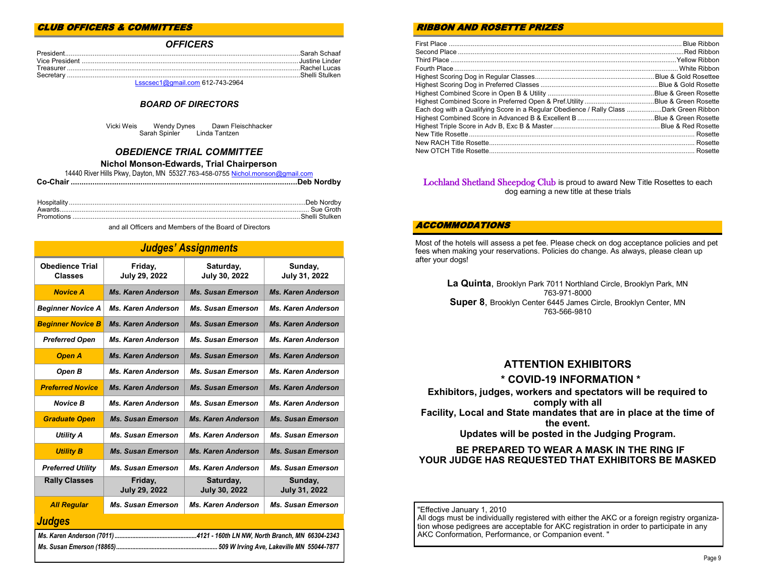## CLUB OFFICERS & COMMITTEES

### OFFICERS

President................................................Sarah Schaaf
Vice President ................................................Justine Linder
Treasurer ................................................Rachel Lucas
Secretary ................................................Shelli Stulken

Lsscsec1@gmail.com 612-743-2964

### BOARD OF DIRECTORS

Vicki Weis Wendy Dynes Dawn Fleischhacker
Sarah Spinler Linda Tantzen

### OBEDIENCE TRIAL COMMITTEE

**Nichol Monson-Edwards, Trial Chairperson**

14440 River Hills Pkwy, Dayton, MN 55327.763-458-0755 Nichol.monson@gmail.com

**Co-Chair ................................................Deb Nordby**

Hospitality................................................Deb Nordby
Awards................................................Sue Groth
Promotions ................................................Shelli Stulken

and all Officers and Members of the Board of Directors

## Judges' Assignments

| Obedience Trial Classes | Friday, July 29, 2022 | Saturday, July 30, 2022 | Sunday, July 31, 2022 |
|---|---|---|---|
| *Novice A* | *Ms. Karen Anderson* | *Ms. Susan Emerson* | *Ms. Karen Anderson* |
| *Beginner Novice A* | *Ms. Karen Anderson* | *Ms. Susan Emerson* | *Ms. Karen Anderson* |
| *Beginner Novice B* | *Ms. Karen Anderson* | *Ms. Susan Emerson* | *Ms. Karen Anderson* |
| *Preferred Open* | *Ms. Karen Anderson* | *Ms. Susan Emerson* | *Ms. Karen Anderson* |
| *Open A* | *Ms. Karen Anderson* | *Ms. Susan Emerson* | *Ms. Karen Anderson* |
| *Open B* | *Ms. Karen Anderson* | *Ms. Susan Emerson* | *Ms. Karen Anderson* |
| *Preferred Novice* | *Ms. Karen Anderson* | *Ms. Susan Emerson* | *Ms. Karen Anderson* |
| *Novice B* | *Ms. Karen Anderson* | *Ms. Susan Emerson* | *Ms. Karen Anderson* |
| *Graduate Open* | *Ms. Susan Emerson* | *Ms. Karen Anderson* | *Ms. Susan Emerson* |
| *Utility A* | *Ms. Susan Emerson* | *Ms. Karen Anderson* | *Ms. Susan Emerson* |
| *Utility B* | *Ms. Susan Emerson* | *Ms. Karen Anderson* | *Ms. Susan Emerson* |
| *Preferred Utility* | *Ms. Susan Emerson* | *Ms. Karen Anderson* | *Ms. Susan Emerson* |
| **Rally Classes** | **Friday, July 29, 2022** | **Saturday, July 30, 2022** | **Sunday, July 31, 2022** |
| *All Regular* | *Ms. Susan Emerson* | *Ms. Karen Anderson* | *Ms. Susan Emerson* |

## Judges

*Ms. Karen Anderson (7011)................................................4121 - 160th LN NW, North Branch, MN 66304-2343*

*Ms. Susan Emerson (18865)................................................509 W Irving Ave, Lakeville MN 55044-7877*

## RIBBON AND ROSETTE PRIZES

First Place ................................................Blue Ribbon
Second Place ................................................Red Ribbon
Third Place ................................................Yellow Ribbon
Fourth Place ................................................White Ribbon
Highest Scoring Dog in Regular Classes................................................Blue & Gold Rosettee
Highest Scoring Dog in Preferred Classes ................................................Blue & Gold Rosette
Highest Combined Score in Open B & Utility ................................................Blue & Green Rosette
Highest Combined Score in Preferred Open & Pref.Utility ................................................Blue & Green Rosette
Each dog with a Qualifying Score in a Regular Obedience / Rally Class ................................................Dark Green Ribbon
Highest Combined Score in Advanced B & Excellent B ................................................Blue & Green Rosette
Highest Triple Score in Adv B, Exc B & Master................................................Blue & Red Rosette
New Title Rosette................................................Rosette
New RACH Title Rosette................................................Rosette
New OTCH Title Rosette................................................Rosette

Lochland Shetland Sheepdog Club is proud to award New Title Rosettes to each dog earning a new title at these trials

## ACCOMMODATIONS

Most of the hotels will assess a pet fee. Please check on dog acceptance policies and pet fees when making your reservations. Policies do change. As always, please clean up after your dogs!

**La Quinta**, Brooklyn Park 7011 Northland Circle, Brooklyn Park, MN
763-971-8000

**Super 8**, Brooklyn Center 6445 James Circle, Brooklyn Center, MN
763-566-9810

## ATTENTION EXHIBITORS

### * COVID-19 INFORMATION *

**Exhibitors, judges, workers and spectators will be required to comply with all Facility, Local and State mandates that are in place at the time of the event.**

**Updates will be posted in the Judging Program.**

**BE PREPARED TO WEAR A MASK IN THE RING IF YOUR JUDGE HAS REQUESTED THAT EXHIBITORS BE MASKED**

"Effective January 1, 2010
All dogs must be individually registered with either the AKC or a foreign registry organization whose pedigrees are acceptable for AKC registration in order to participate in any AKC Conformation, Performance, or Companion event. "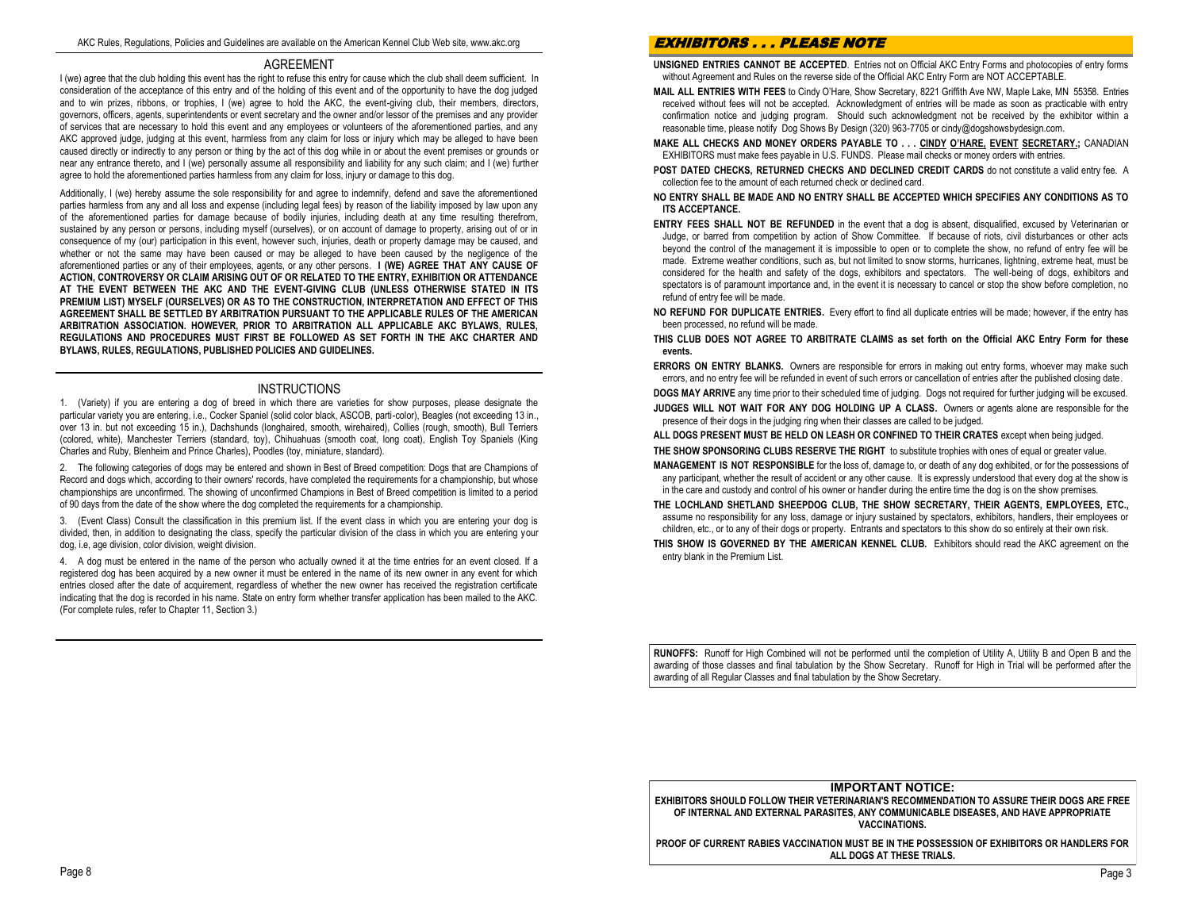AKC Rules, Regulations, Policies and Guidelines are available on the American Kennel Club Web site, www.akc.org

## AGREEMENT

I (we) agree that the club holding this event has the right to refuse this entry for cause which the club shall deem sufficient. In consideration of the acceptance of this entry and of the holding of this event and of the opportunity to have the dog judged and to win prizes, ribbons, or trophies, I (we) agree to hold the AKC, the event-giving club, their members, directors, governors, officers, agents, superintendents or event secretary and the owner and/or lessor of the premises and any provider of services that are necessary to hold this event and any employees or volunteers of the aforementioned parties, and any AKC approved judge, judging at this event, harmless from any claim for loss or injury which may be alleged to have been caused directly or indirectly to any person or thing by the act of this dog while in or about the event premises or grounds or near any entrance thereto, and I (we) personally assume all responsibility and liability for any such claim; and I (we) further agree to hold the aforementioned parties harmless from any claim for loss, injury or damage to this dog.

Additionally, I (we) hereby assume the sole responsibility for and agree to indemnify, defend and save the aforementioned parties harmless from any and all loss and expense (including legal fees) by reason of the liability imposed by law upon any of the aforementioned parties for damage because of bodily injuries, including death at any time resulting therefrom, sustained by any person or persons, including myself (ourselves), or on account of damage to property, arising out of or in consequence of my (our) participation in this event, however such, injuries, death or property damage may be caused, and whether or not the same may have been caused or may be alleged to have been caused by the negligence of the aforementioned parties or any of their employees, agents, or any other persons. **I (WE) AGREE THAT ANY CAUSE OF ACTION, CONTROVERSY OR CLAIM ARISING OUT OF OR RELATED TO THE ENTRY, EXHIBITION OR ATTENDANCE AT THE EVENT BETWEEN THE AKC AND THE EVENT-GIVING CLUB (UNLESS OTHERWISE STATED IN ITS PREMIUM LIST) MYSELF (OURSELVES) OR AS TO THE CONSTRUCTION, INTERPRETATION AND EFFECT OF THIS AGREEMENT SHALL BE SETTLED BY ARBITRATION PURSUANT TO THE APPLICABLE RULES OF THE AMERICAN ARBITRATION ASSOCIATION. HOWEVER, PRIOR TO ARBITRATION ALL APPLICABLE AKC BYLAWS, RULES, REGULATIONS AND PROCEDURES MUST FIRST BE FOLLOWED AS SET FORTH IN THE AKC CHARTER AND BYLAWS, RULES, REGULATIONS, PUBLISHED POLICIES AND GUIDELINES.**

## INSTRUCTIONS

1. (Variety) if you are entering a dog of breed in which there are varieties for show purposes, please designate the particular variety you are entering, i.e., Cocker Spaniel (solid color black, ASCOB, parti-color), Beagles (not exceeding 13 in., over 13 in. but not exceeding 15 in.), Dachshunds (longhaired, smooth, wirehaired), Collies (rough, smooth), Bull Terriers (colored, white), Manchester Terriers (standard, toy), Chihuahuas (smooth coat, long coat), English Toy Spaniels (King Charles and Ruby, Blenheim and Prince Charles), Poodles (toy, miniature, standard).

2. The following categories of dogs may be entered and shown in Best of Breed competition: Dogs that are Champions of Record and dogs which, according to their owners' records, have completed the requirements for a championship, but whose championships are unconfirmed. The showing of unconfirmed Champions in Best of Breed competition is limited to a period of 90 days from the date of the show where the dog completed the requirements for a championship.

3. (Event Class) Consult the classification in this premium list. If the event class in which you are entering your dog is divided, then, in addition to designating the class, specify the particular division of the class in which you are entering your dog, i.e, age division, color division, weight division.

4. A dog must be entered in the name of the person who actually owned it at the time entries for an event closed. If a registered dog has been acquired by a new owner it must be entered in the name of its new owner in any event for which entries closed after the date of acquirement, regardless of whether the new owner has received the registration certificate indicating that the dog is recorded in his name. State on entry form whether transfer application has been mailed to the AKC. (For complete rules, refer to Chapter 11, Section 3.)

## *EXHIBITORS . . . PLEASE NOTE*

**UNSIGNED ENTRIES CANNOT BE ACCEPTED**. Entries not on Official AKC Entry Forms and photocopies of entry forms without Agreement and Rules on the reverse side of the Official AKC Entry Form are NOT ACCEPTABLE.

**MAIL ALL ENTRIES WITH FEES** to Cindy O'Hare, Show Secretary, 8221 Griffith Ave NW, Maple Lake, MN 55358. Entries received without fees will not be accepted. Acknowledgment of entries will be made as soon as practicable with entry confirmation notice and judging program. Should such acknowledgment not be received by the exhibitor within a reasonable time, please notify Dog Shows By Design (320) 963-7705 or cindy@dogshowsbydesign.com.

**MAKE ALL CHECKS AND MONEY ORDERS PAYABLE TO . . . CINDY O'HARE, EVENT SECRETARY.;** CANADIAN EXHIBITORS must make fees payable in U.S. FUNDS. Please mail checks or money orders with entries.

**POST DATED CHECKS, RETURNED CHECKS AND DECLINED CREDIT CARDS** do not constitute a valid entry fee. A collection fee to the amount of each returned check or declined card.

**NO ENTRY SHALL BE MADE AND NO ENTRY SHALL BE ACCEPTED WHICH SPECIFIES ANY CONDITIONS AS TO ITS ACCEPTANCE.**

**ENTRY FEES SHALL NOT BE REFUNDED** in the event that a dog is absent, disqualified, excused by Veterinarian or Judge, or barred from competition by action of Show Committee. If because of riots, civil disturbances or other acts beyond the control of the management it is impossible to open or to complete the show, no refund of entry fee will be made. Extreme weather conditions, such as, but not limited to snow storms, hurricanes, lightning, extreme heat, must be considered for the health and safety of the dogs, exhibitors and spectators. The well-being of dogs, exhibitors and spectators is of paramount importance and, in the event it is necessary to cancel or stop the show before completion, no refund of entry fee will be made.

**NO REFUND FOR DUPLICATE ENTRIES.** Every effort to find all duplicate entries will be made; however, if the entry has been processed, no refund will be made.

**THIS CLUB DOES NOT AGREE TO ARBITRATE CLAIMS as set forth on the Official AKC Entry Form for these events.**

**ERRORS ON ENTRY BLANKS.** Owners are responsible for errors in making out entry forms, whoever may make such errors, and no entry fee will be refunded in event of such errors or cancellation of entries after the published closing date.

**DOGS MAY ARRIVE** any time prior to their scheduled time of judging. Dogs not required for further judging will be excused.

**JUDGES WILL NOT WAIT FOR ANY DOG HOLDING UP A CLASS.** Owners or agents alone are responsible for the presence of their dogs in the judging ring when their classes are called to be judged.

**ALL DOGS PRESENT MUST BE HELD ON LEASH OR CONFINED TO THEIR CRATES** except when being judged.

**THE SHOW SPONSORING CLUBS RESERVE THE RIGHT** to substitute trophies with ones of equal or greater value.

**MANAGEMENT IS NOT RESPONSIBLE** for the loss of, damage to, or death of any dog exhibited, or for the possessions of any participant, whether the result of accident or any other cause. It is expressly understood that every dog at the show is in the care and custody and control of his owner or handler during the entire time the dog is on the show premises.

**THE LOCHLAND SHETLAND SHEEPDOG CLUB, THE SHOW SECRETARY, THEIR AGENTS, EMPLOYEES, ETC.,** assume no responsibility for any loss, damage or injury sustained by spectators, exhibitors, handlers, their employees or children, etc., or to any of their dogs or property. Entrants and spectators to this show do so entirely at their own risk.

**THIS SHOW IS GOVERNED BY THE AMERICAN KENNEL CLUB.** Exhibitors should read the AKC agreement on the entry blank in the Premium List.

**RUNOFFS:** Runoff for High Combined will not be performed until the completion of Utility A, Utility B and Open B and the awarding of those classes and final tabulation by the Show Secretary. Runoff for High in Trial will be performed after the awarding of all Regular Classes and final tabulation by the Show Secretary.

**IMPORTANT NOTICE:**

**EXHIBITORS SHOULD FOLLOW THEIR VETERINARIAN'S RECOMMENDATION TO ASSURE THEIR DOGS ARE FREE OF INTERNAL AND EXTERNAL PARASITES, ANY COMMUNICABLE DISEASES, AND HAVE APPROPRIATE VACCINATIONS.**

**PROOF OF CURRENT RABIES VACCINATION MUST BE IN THE POSSESSION OF EXHIBITORS OR HANDLERS FOR ALL DOGS AT THESE TRIALS.**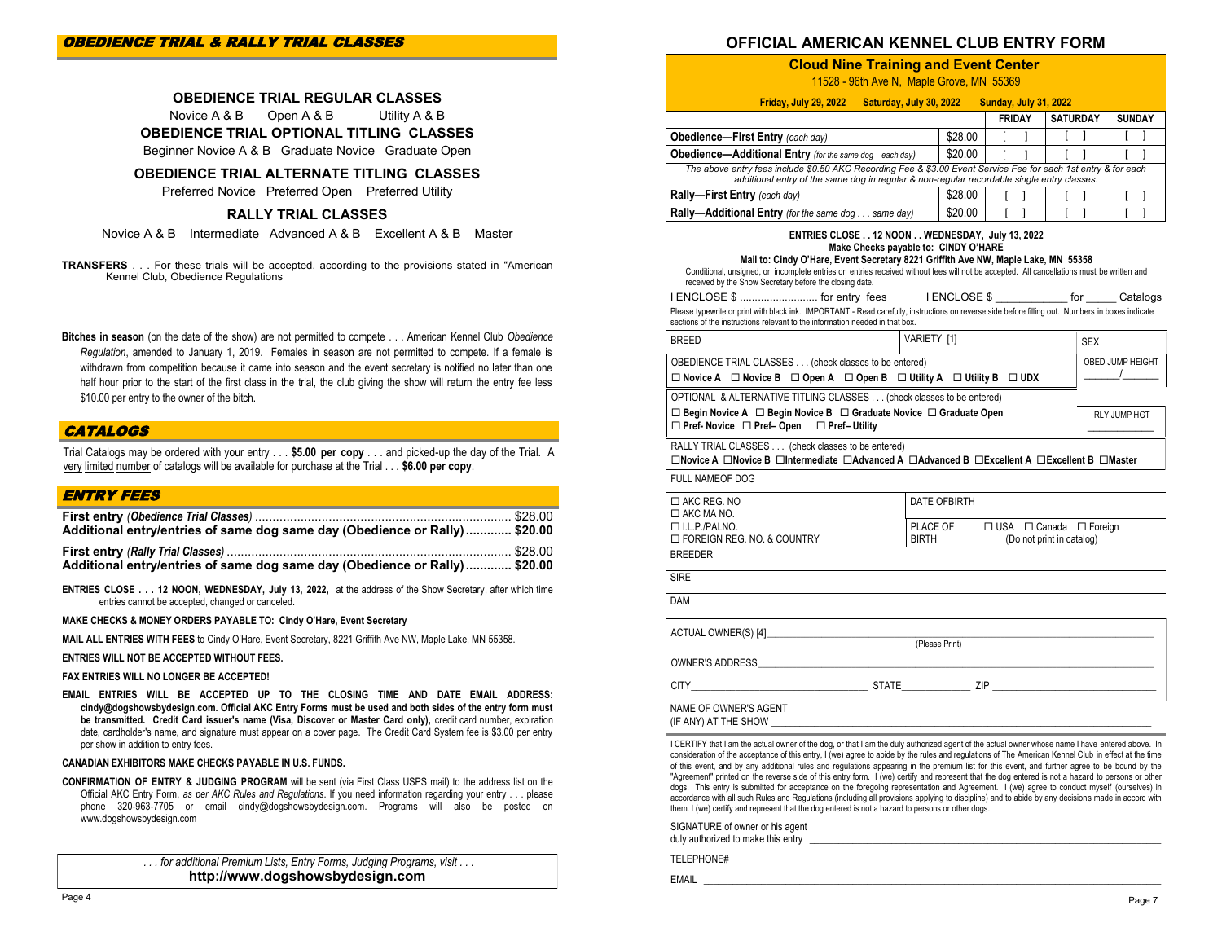## OBEDIENCE TRIAL & RALLY TRIAL CLASSES

### OBEDIENCE TRIAL REGULAR CLASSES

Novice A & B  Open A & B  Utility A & B

### OBEDIENCE TRIAL OPTIONAL TITLING CLASSES

Beginner Novice A & B  Graduate Novice  Graduate Open

### OBEDIENCE TRIAL ALTERNATE TITLING CLASSES

Preferred Novice  Preferred Open  Preferred Utility

### RALLY TRIAL CLASSES

Novice A & B  Intermediate  Advanced A & B  Excellent A & B  Master

**TRANSFERS** . . . For these trials will be accepted, according to the provisions stated in "American Kennel Club, Obedience Regulations

**Bitches in season** (on the date of the show) are not permitted to compete . . . American Kennel Club *Obedience Regulation*, amended to January 1, 2019. Females in season are not permitted to compete. If a female is withdrawn from competition because it came into season and the event secretary is notified no later than one half hour prior to the start of the first class in the trial, the club giving the show will return the entry fee less $10.00 per entry to the owner of the bitch.

## CATALOGS

Trial Catalogs may be ordered with your entry . . . **$5.00 per copy** . . . and picked-up the day of the Trial. A very limited number of catalogs will be available for purchase at the Trial . . . **$6.00 per copy**.

## ENTRY FEES

**First entry** *(Obedience Trial Classes)* ........................................ $28.00
**Additional entry/entries of same dog same day (Obedience or Rally) ............ $20.00**

**First entry** *(Rally Trial Classes)* ........................................ $28.00
**Additional entry/entries of same dog same day (Obedience or Rally) ............ $20.00**

**ENTRIES CLOSE . . . 12 NOON, WEDNESDAY, July 13, 2022,** at the address of the Show Secretary, after which time entries cannot be accepted, changed or canceled.

**MAKE CHECKS & MONEY ORDERS PAYABLE TO: Cindy O'Hare, Event Secretary**

**MAIL ALL ENTRIES WITH FEES** to Cindy O'Hare, Event Secretary, 8221 Griffith Ave NW, Maple Lake, MN 55358.

**ENTRIES WILL NOT BE ACCEPTED WITHOUT FEES.**

**FAX ENTRIES WILL NO LONGER BE ACCEPTED!**

**EMAIL ENTRIES WILL BE ACCEPTED UP TO THE CLOSING TIME AND DATE EMAIL ADDRESS: cindy@dogshowsbydesign.com. Official AKC Entry Forms must be used and both sides of the entry form must be transmitted. Credit Card issuer's name (Visa, Discover or Master Card only),** credit card number, expiration date, cardholder's name, and signature must appear on a cover page. The Credit Card System fee is $3.00 per entry per show in addition to entry fees.

**CANADIAN EXHIBITORS MAKE CHECKS PAYABLE IN U.S. FUNDS.**

**CONFIRMATION OF ENTRY & JUDGING PROGRAM** will be sent (via First Class USPS mail) to the address list on the Official AKC Entry Form, *as per AKC Rules and Regulations*. If you need information regarding your entry . . . please phone 320-963-7705 or email cindy@dogshowsbydesign.com. Programs will also be posted on www.dogshowsbydesign.com

*. . . for additional Premium Lists, Entry Forms, Judging Programs, visit . . .*
**http://www.dogshowsbydesign.com**

# OFFICIAL AMERICAN KENNEL CLUB ENTRY FORM

## Cloud Nine Training and Event Center

11528 - 96th Ave N, Maple Grove, MN 55369

**Friday, July 29, 2022  Saturday, July 30, 2022  Sunday, July 31, 2022**

| | | FRIDAY | SATURDAY | SUNDAY |
|---|---|---|---|---|
| **Obedience—First Entry** *(each day)* | $28.00 | [ ] | [ ] | [ ] |
| **Obedience—Additional Entry** *(for the same dog each day)* | $20.00 | [ ] | [ ] | [ ] |
| *The above entry fees include $0.50 AKC Recording Fee & $3.00 Event Service Fee for each 1st entry & for each additional entry of the same dog in regular & non-regular recordable single entry classes.* | | | | |
| **Rally—First Entry** *(each day)* | $28.00 | [ ] | [ ] | [ ] |
| **Rally—Additional Entry** *(for the same dog . . . same day)* | $20.00 | [ ] | [ ] | [ ] |

**ENTRIES CLOSE . . 12 NOON . . WEDNESDAY, July 13, 2022**
**Make Checks payable to: CINDY O'HARE**
**Mail to: Cindy O'Hare, Event Secretary 8221 Griffith Ave NW, Maple Lake, MN 55358**

Conditional, unsigned, or incomplete entries or entries received without fees will not be accepted. All cancellations must be written and received by the Show Secretary before the closing date.

I ENCLOSE $ .......................... for entry fees  I ENCLOSE $ ____________ for _____ Catalogs

Please typewrite or print with black ink. IMPORTANT - Read carefully, instructions on reverse side before filling out. Numbers in boxes indicate sections of the instructions relevant to the information needed in that box.

BREED  VARIETY [1]  SEX

OBEDIENCE TRIAL CLASSES . . . (check classes to be entered)
☐ **Novice A** ☐ **Novice B** ☐ **Open A** ☐ **Open B** ☐ **Utility A** ☐ **Utility B** ☐ **UDX**
OBED JUMP HEIGHT _______/_______

OPTIONAL & ALTERNATIVE TITLING CLASSES . . . (check classes to be entered)
☐ **Begin Novice A** ☐ **Begin Novice B** ☐ **Graduate Novice** ☐ **Graduate Open**
☐ **Pref- Novice** ☐ **Pref– Open** ☐ **Pref– Utility**
RLY JUMP HGT ____________

RALLY TRIAL CLASSES . . . (check classes to be entered)
☐**Novice A** ☐**Novice B** ☐**Intermediate** ☐**Advanced A** ☐**Advanced B** ☐**Excellent A** ☐**Excellent B** ☐**Master**

FULL NAMEOF DOG

☐ AKC REG. NO
☐ AKC MA NO.
☐ I.L.P./PALNO.
☐ FOREIGN REG. NO. & COUNTRY

DATE OFBIRTH

PLACE OF BIRTH ☐ USA ☐ Canada ☐ Foreign (Do not print in catalog)

BREEDER

SIRE

DAM

ACTUAL OWNER(S) [4]________________________________________
(Please Print)

OWNER'S ADDRESS________________________________________

CITY________________________ STATE____________ ZIP ________________________

NAME OF OWNER'S AGENT
(IF ANY) AT THE SHOW ________________________________________

I CERTIFY that I am the actual owner of the dog, or that I am the duly authorized agent of the actual owner whose name I have entered above. In consideration of the acceptance of this entry, I (we) agree to abide by the rules and regulations of The American Kennel Club in effect at the time of this event, and by any additional rules and regulations appearing in the premium list for this event, and further agree to be bound by the "Agreement" printed on the reverse side of this entry form. I (we) certify and represent that the dog entered is not a hazard to persons or other dogs. This entry is submitted for acceptance on the foregoing representation and Agreement. I (we) agree to conduct myself (ourselves) in accordance with all such Rules and Regulations (including all provisions applying to discipline) and to abide by any decisions made in accord with them. I (we) certify and represent that the dog entered is not a hazard to persons or other dogs.

SIGNATURE of owner or his agent
duly authorized to make this entry ________________________________________

TELEPHONE# ________________________________________

EMAIL ________________________________________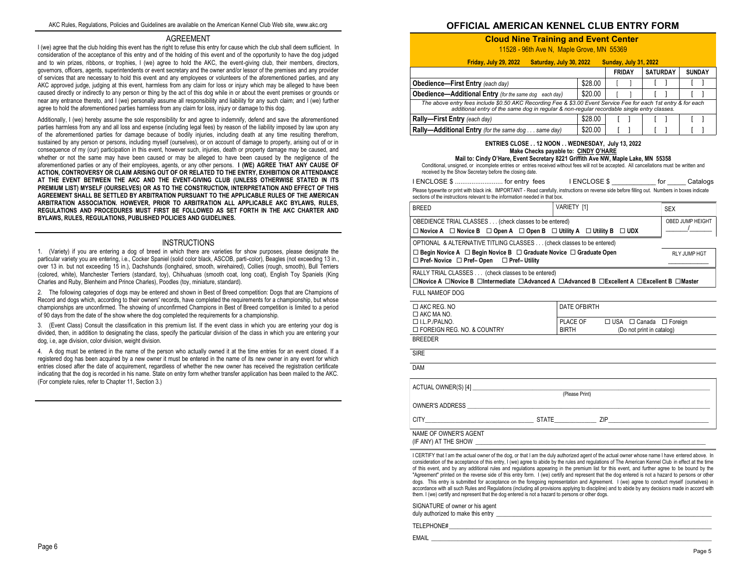AKC Rules, Regulations, Policies and Guidelines are available on the American Kennel Club Web site, www.akc.org

## AGREEMENT

I (we) agree that the club holding this event has the right to refuse this entry for cause which the club shall deem sufficient. In consideration of the acceptance of this entry and of the holding of this event and of the opportunity to have the dog judged and to win prizes, ribbons, or trophies, I (we) agree to hold the AKC, the event-giving club, their members, directors, governors, officers, agents, superintendents or event secretary and the owner and/or lessor of the premises and any provider of services that are necessary to hold this event and any employees or volunteers of the aforementioned parties, and any AKC approved judge, judging at this event, harmless from any claim for loss or injury which may be alleged to have been caused directly or indirectly to any person or thing by the act of this dog while in or about the event premises or grounds or near any entrance thereto, and I (we) personally assume all responsibility and liability for any such claim; and I (we) further agree to hold the aforementioned parties harmless from any claim for loss, injury or damage to this dog.

Additionally, I (we) hereby assume the sole responsibility for and agree to indemnify, defend and save the aforementioned parties harmless from any and all loss and expense (including legal fees) by reason of the liability imposed by law upon any of the aforementioned parties for damage because of bodily injuries, including death at any time resulting therefrom, sustained by any person or persons, including myself (ourselves), or on account of damage to property, arising out of or in consequence of my (our) participation in this event, however such, injuries, death or property damage may be caused, and whether or not the same may have been caused or may be alleged to have been caused by the negligence of the aforementioned parties or any of their employees, agents, or any other persons. **I (WE) AGREE THAT ANY CAUSE OF ACTION, CONTROVERSY OR CLAIM ARISING OUT OF OR RELATED TO THE ENTRY, EXHIBITION OR ATTENDANCE AT THE EVENT BETWEEN THE AKC AND THE EVENT-GIVING CLUB (UNLESS OTHERWISE STATED IN ITS PREMIUM LIST) MYSELF (OURSELVES) OR AS TO THE CONSTRUCTION, INTERPRETATION AND EFFECT OF THIS AGREEMENT SHALL BE SETTLED BY ARBITRATION PURSUANT TO THE APPLICABLE RULES OF THE AMERICAN ARBITRATION ASSOCIATION. HOWEVER, PRIOR TO ARBITRATION ALL APPLICABLE AKC BYLAWS, RULES, REGULATIONS AND PROCEDURES MUST FIRST BE FOLLOWED AS SET FORTH IN THE AKC CHARTER AND BYLAWS, RULES, REGULATIONS, PUBLISHED POLICIES AND GUIDELINES.**

## INSTRUCTIONS

1. (Variety) if you are entering a dog of breed in which there are varieties for show purposes, please designate the particular variety you are entering, i.e., Cocker Spaniel (solid color black, ASCOB, parti-color), Beagles (not exceeding 13 in., over 13 in. but not exceeding 15 in.), Dachshunds (longhaired, smooth, wirehaired), Collies (rough, smooth), Bull Terriers (colored, white), Manchester Terriers (standard, toy), Chihuahuas (smooth coat, long coat), English Toy Spaniels (King Charles and Ruby, Blenheim and Prince Charles), Poodles (toy, miniature, standard).

2. The following categories of dogs may be entered and shown in Best of Breed competition: Dogs that are Champions of Record and dogs which, according to their owners' records, have completed the requirements for a championship, but whose championships are unconfirmed. The showing of unconfirmed Champions in Best of Breed competition is limited to a period of 90 days from the date of the show where the dog completed the requirements for a championship.

3. (Event Class) Consult the classification in this premium list. If the event class in which you are entering your dog is divided, then, in addition to designating the class, specify the particular division of the class in which you are entering your dog, i.e, age division, color division, weight division.

4. A dog must be entered in the name of the person who actually owned it at the time entries for an event closed. If a registered dog has been acquired by a new owner it must be entered in the name of its new owner in any event for which entries closed after the date of acquirement, regardless of whether the new owner has received the registration certificate indicating that the dog is recorded in his name. State on entry form whether transfer application has been mailed to the AKC. (For complete rules, refer to Chapter 11, Section 3.)

# OFFICIAL AMERICAN KENNEL CLUB ENTRY FORM

## Cloud Nine Training and Event Center

11528 - 96th Ave N, Maple Grove, MN 55369

**Friday, July 29, 2022 Saturday, July 30, 2022 Sunday, July 31, 2022**

| | | FRIDAY | SATURDAY | SUNDAY |
|---|---|---|---|---|
| **Obedience—First Entry** *(each day)* | $28.00 | [ ] | [ ] | [ ] |
| **Obedience—Additional Entry** *(for the same dog each day)* | $20.00 | [ ] | [ ] | [ ] |
| *The above entry fees include $0.50 AKC Recording Fee & $3.00 Event Service Fee for each 1st entry & for each additional entry of the same dog in regular & non-regular recordable single entry classes.* | | | | |
| **Rally—First Entry** *(each day)* | $28.00 | [ ] | [ ] | [ ] |
| **Rally—Additional Entry** *(for the same dog . . . same day)* | $20.00 | [ ] | [ ] | [ ] |

**ENTRIES CLOSE . . 12 NOON . . WEDNESDAY, July 13, 2022**
**Make Checks payable to: CINDY O'HARE**
**Mail to: Cindy O'Hare, Event Secretary 8221 Griffith Ave NW, Maple Lake, MN 55358**

Conditional, unsigned, or incomplete entries or entries received without fees will not be accepted. All cancellations must be written and received by the Show Secretary before the closing date.

I ENCLOSE $ ......................... for entry fees I ENCLOSE $ ____________ for _____ Catalogs

Please typewrite or print with black ink. IMPORTANT - Read carefully, instructions on reverse side before filling out. Numbers in boxes indicate sections of the instructions relevant to the information needed in that box.

BREED | VARIETY [1] | SEX

OBEDIENCE TRIAL CLASSES . . . (check classes to be entered) — OBED JUMP HEIGHT _______/_______
☐ Novice A ☐ Novice B ☐ Open A ☐ Open B ☐ Utility A ☐ Utility B ☐ UDX

OPTIONAL & ALTERNATIVE TITLING CLASSES . . . (check classes to be entered) — RLY JUMP HGT ____________
☐ Begin Novice A ☐ Begin Novice B ☐ Graduate Novice ☐ Graduate Open
☐ Pref- Novice ☐ Pref– Open ☐ Pref– Utility

RALLY TRIAL CLASSES . . . (check classes to be entered)
☐Novice A ☐Novice B ☐Intermediate ☐Advanced A ☐Advanced B ☐Excellent A ☐Excellent B ☐Master

FULL NAMEOF DOG

☐ AKC REG. NO
☐ AKC MA NO.
☐ I.L.P./PALNO.
☐ FOREIGN REG. NO. & COUNTRY

DATE OFBIRTH

PLACE OF BIRTH ☐ USA ☐ Canada ☐ Foreign (Do not print in catalog)

BREEDER

SIRE

DAM

ACTUAL OWNER(S) [4] ____________________ (Please Print)

OWNER'S ADDRESS ____________________

CITY____________________ STATE____________ ZIP____________________

NAME OF OWNER'S AGENT (IF ANY) AT THE SHOW ____________________

I CERTIFY that I am the actual owner of the dog, or that I am the duly authorized agent of the actual owner whose name I have entered above. In consideration of the acceptance of this entry, I (we) agree to abide by the rules and regulations of The American Kennel Club in effect at the time of this event, and by any additional rules and regulations appearing in the premium list for this event, and further agree to be bound by the "Agreement" printed on the reverse side of this entry form. I (we) certify and represent that the dog entered is not a hazard to persons or other dogs. This entry is submitted for acceptance on the foregoing representation and Agreement. I (we) agree to conduct myself (ourselves) in accordance with all such Rules and Regulations (including all provisions applying to discipline) and to abide by any decisions made in accord with them. I (we) certify and represent that the dog entered is not a hazard to persons or other dogs.

SIGNATURE of owner or his agent duly authorized to make this entry ____________________

TELEPHONE#____________________

EMAIL ____________________